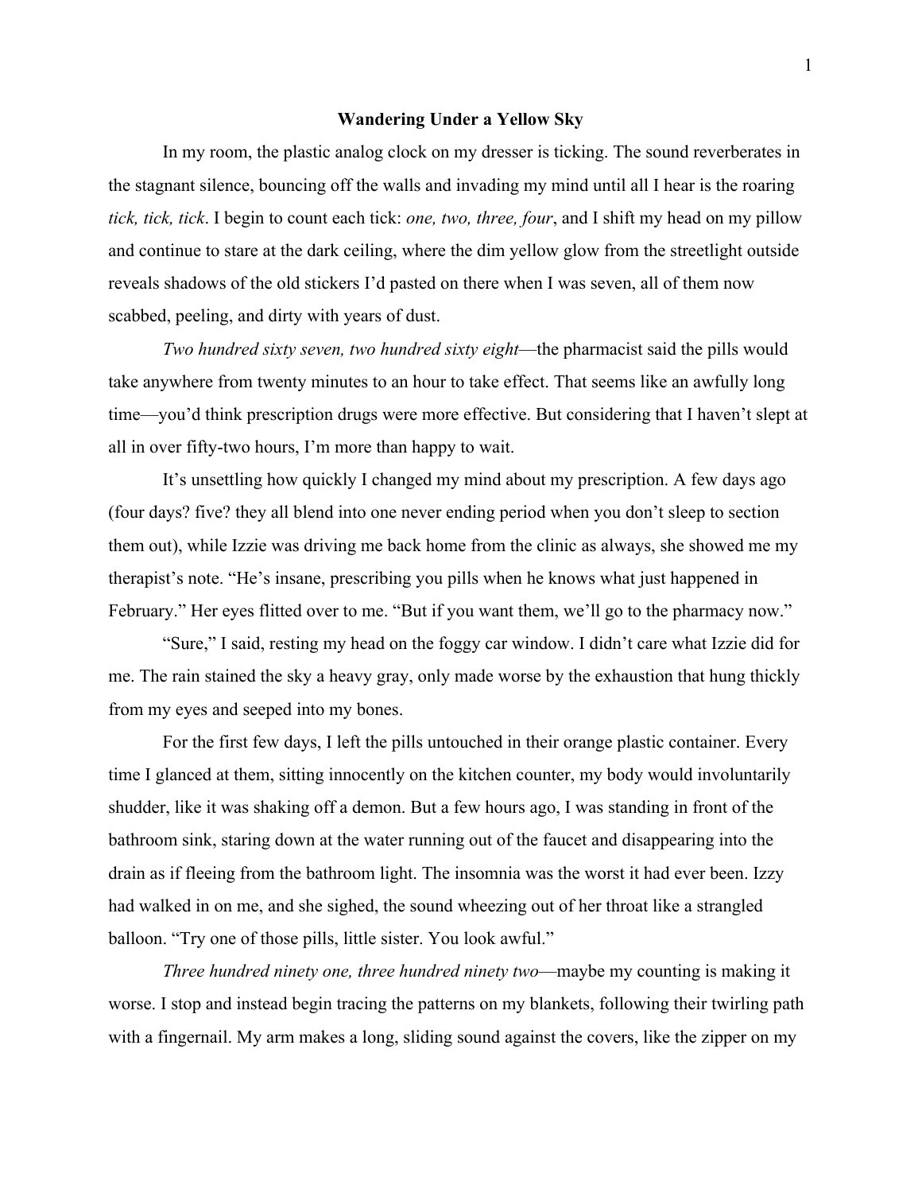**Wandering Under a Yellow Sky**

In my room, the plastic analog clock on my dresser is ticking. The sound reverberates in the stagnant silence, bouncing off the walls and invading my mind until all I hear is the roaring *tick, tick, tick*. I begin to count each tick: *one, two, three, four*, and I shift my head on my pillow and continue to stare at the dark ceiling, where the dim yellow glow from the streetlight outside reveals shadows of the old stickers I'd pasted on there when I was seven, all of them now scabbed, peeling, and dirty with years of dust.

*Two hundred sixty seven, two hundred sixty eight*—the pharmacist said the pills would take anywhere from twenty minutes to an hour to take effect. That seems like an awfully long time—you'd think prescription drugs were more effective. But considering that I haven't slept at all in over fifty-two hours, I'm more than happy to wait.

It's unsettling how quickly I changed my mind about my prescription. A few days ago (four days? five? they all blend into one never ending period when you don't sleep to section them out), while Izzie was driving me back home from the clinic as always, she showed me my therapist's note. "He's insane, prescribing you pills when he knows what just happened in February." Her eyes flitted over to me. "But if you want them, we'll go to the pharmacy now."

"Sure," I said, resting my head on the foggy car window. I didn't care what Izzie did for me. The rain stained the sky a heavy gray, only made worse by the exhaustion that hung thickly from my eyes and seeped into my bones.

For the first few days, I left the pills untouched in their orange plastic container. Every time I glanced at them, sitting innocently on the kitchen counter, my body would involuntarily shudder, like it was shaking off a demon. But a few hours ago, I was standing in front of the bathroom sink, staring down at the water running out of the faucet and disappearing into the drain as if fleeing from the bathroom light. The insomnia was the worst it had ever been. Izzy had walked in on me, and she sighed, the sound wheezing out of her throat like a strangled balloon. "Try one of those pills, little sister. You look awful."

*Three hundred ninety one, three hundred ninety two*—maybe my counting is making it worse. I stop and instead begin tracing the patterns on my blankets, following their twirling path with a fingernail. My arm makes a long, sliding sound against the covers, like the zipper on my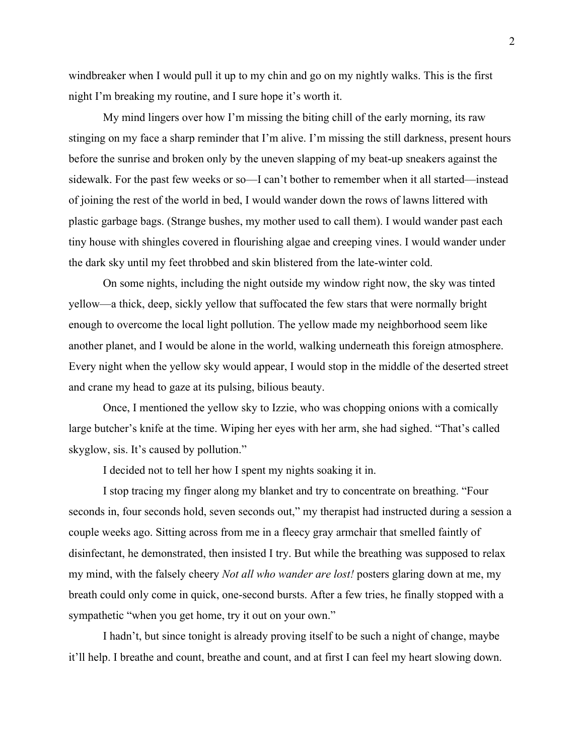windbreaker when I would pull it up to my chin and go on my nightly walks. This is the first night I'm breaking my routine, and I sure hope it's worth it.

My mind lingers over how I'm missing the biting chill of the early morning, its raw stinging on my face a sharp reminder that I'm alive. I'm missing the still darkness, present hours before the sunrise and broken only by the uneven slapping of my beat-up sneakers against the sidewalk. For the past few weeks or so—I can't bother to remember when it all started—instead of joining the rest of the world in bed, I would wander down the rows of lawns littered with plastic garbage bags. (Strange bushes, my mother used to call them). I would wander past each tiny house with shingles covered in flourishing algae and creeping vines. I would wander under the dark sky until my feet throbbed and skin blistered from the late-winter cold.

On some nights, including the night outside my window right now, the sky was tinted yellow—a thick, deep, sickly yellow that suffocated the few stars that were normally bright enough to overcome the local light pollution. The yellow made my neighborhood seem like another planet, and I would be alone in the world, walking underneath this foreign atmosphere. Every night when the yellow sky would appear, I would stop in the middle of the deserted street and crane my head to gaze at its pulsing, bilious beauty.

Once, I mentioned the yellow sky to Izzie, who was chopping onions with a comically large butcher's knife at the time. Wiping her eyes with her arm, she had sighed. "That's called skyglow, sis. It's caused by pollution."

I decided not to tell her how I spent my nights soaking it in.

I stop tracing my finger along my blanket and try to concentrate on breathing. "Four seconds in, four seconds hold, seven seconds out," my therapist had instructed during a session a couple weeks ago. Sitting across from me in a fleecy gray armchair that smelled faintly of disinfectant, he demonstrated, then insisted I try. But while the breathing was supposed to relax my mind, with the falsely cheery *Not all who wander are lost!* posters glaring down at me, my breath could only come in quick, one-second bursts. After a few tries, he finally stopped with a sympathetic "when you get home, try it out on your own."

I hadn't, but since tonight is already proving itself to be such a night of change, maybe it'll help. I breathe and count, breathe and count, and at first I can feel my heart slowing down.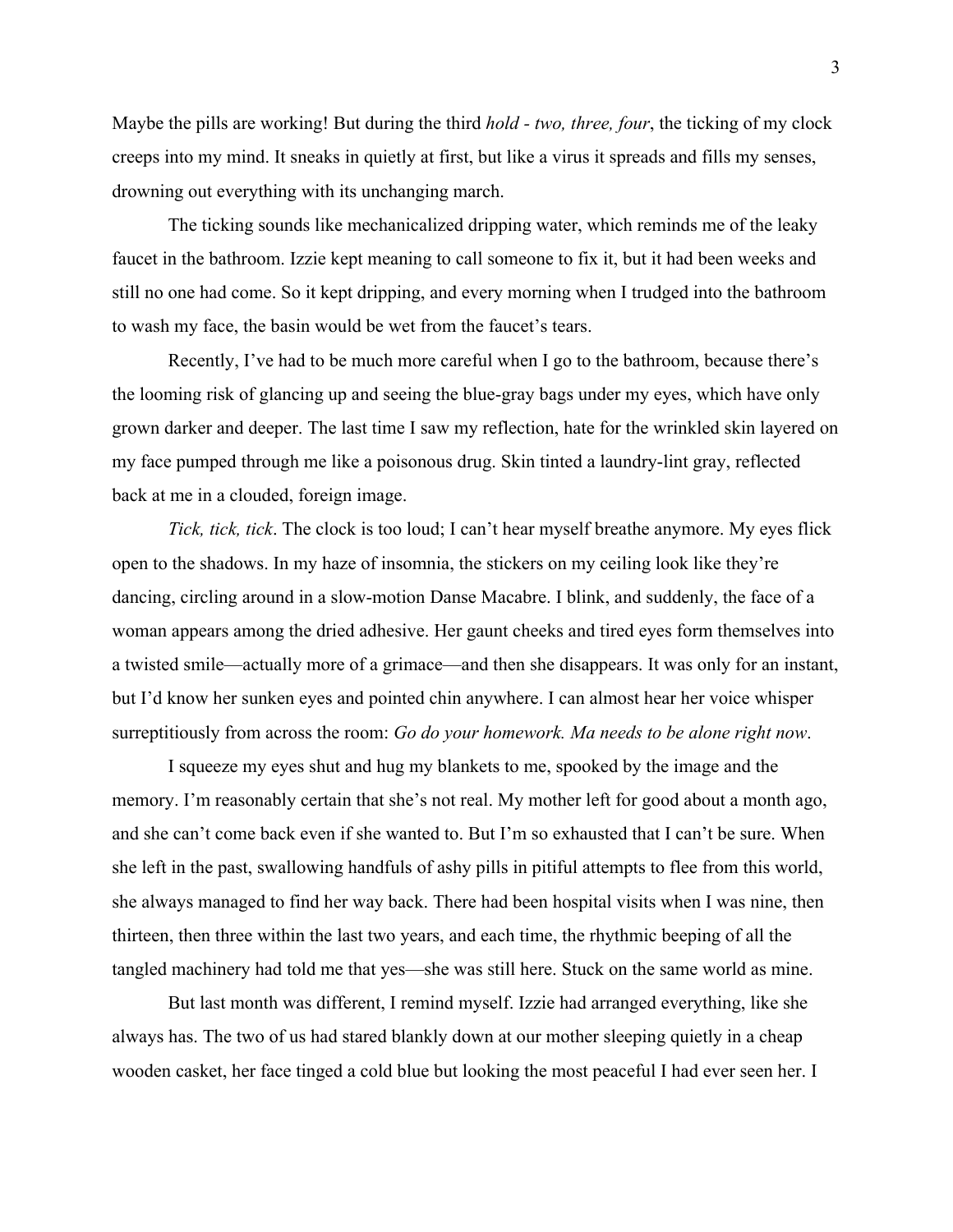Maybe the pills are working! But during the third *hold - two, three, four*, the ticking of my clock creeps into my mind. It sneaks in quietly at first, but like a virus it spreads and fills my senses, drowning out everything with its unchanging march.

The ticking sounds like mechanicalized dripping water, which reminds me of the leaky faucet in the bathroom. Izzie kept meaning to call someone to fix it, but it had been weeks and still no one had come. So it kept dripping, and every morning when I trudged into the bathroom to wash my face, the basin would be wet from the faucet's tears.

Recently, I've had to be much more careful when I go to the bathroom, because there's the looming risk of glancing up and seeing the blue-gray bags under my eyes, which have only grown darker and deeper. The last time I saw my reflection, hate for the wrinkled skin layered on my face pumped through me like a poisonous drug. Skin tinted a laundry-lint gray, reflected back at me in a clouded, foreign image.

*Tick, tick, tick*. The clock is too loud; I can't hear myself breathe anymore. My eyes flick open to the shadows. In my haze of insomnia, the stickers on my ceiling look like they're dancing, circling around in a slow-motion Danse Macabre. I blink, and suddenly, the face of a woman appears among the dried adhesive. Her gaunt cheeks and tired eyes form themselves into a twisted smile—actually more of a grimace—and then she disappears. It was only for an instant, but I'd know her sunken eyes and pointed chin anywhere. I can almost hear her voice whisper surreptitiously from across the room: *Go do your homework. Ma needs to be alone right now*.

I squeeze my eyes shut and hug my blankets to me, spooked by the image and the memory. I'm reasonably certain that she's not real. My mother left for good about a month ago, and she can't come back even if she wanted to. But I'm so exhausted that I can't be sure. When she left in the past, swallowing handfuls of ashy pills in pitiful attempts to flee from this world, she always managed to find her way back. There had been hospital visits when I was nine, then thirteen, then three within the last two years, and each time, the rhythmic beeping of all the tangled machinery had told me that yes—she was still here. Stuck on the same world as mine.

But last month was different, I remind myself. Izzie had arranged everything, like she always has. The two of us had stared blankly down at our mother sleeping quietly in a cheap wooden casket, her face tinged a cold blue but looking the most peaceful I had ever seen her. I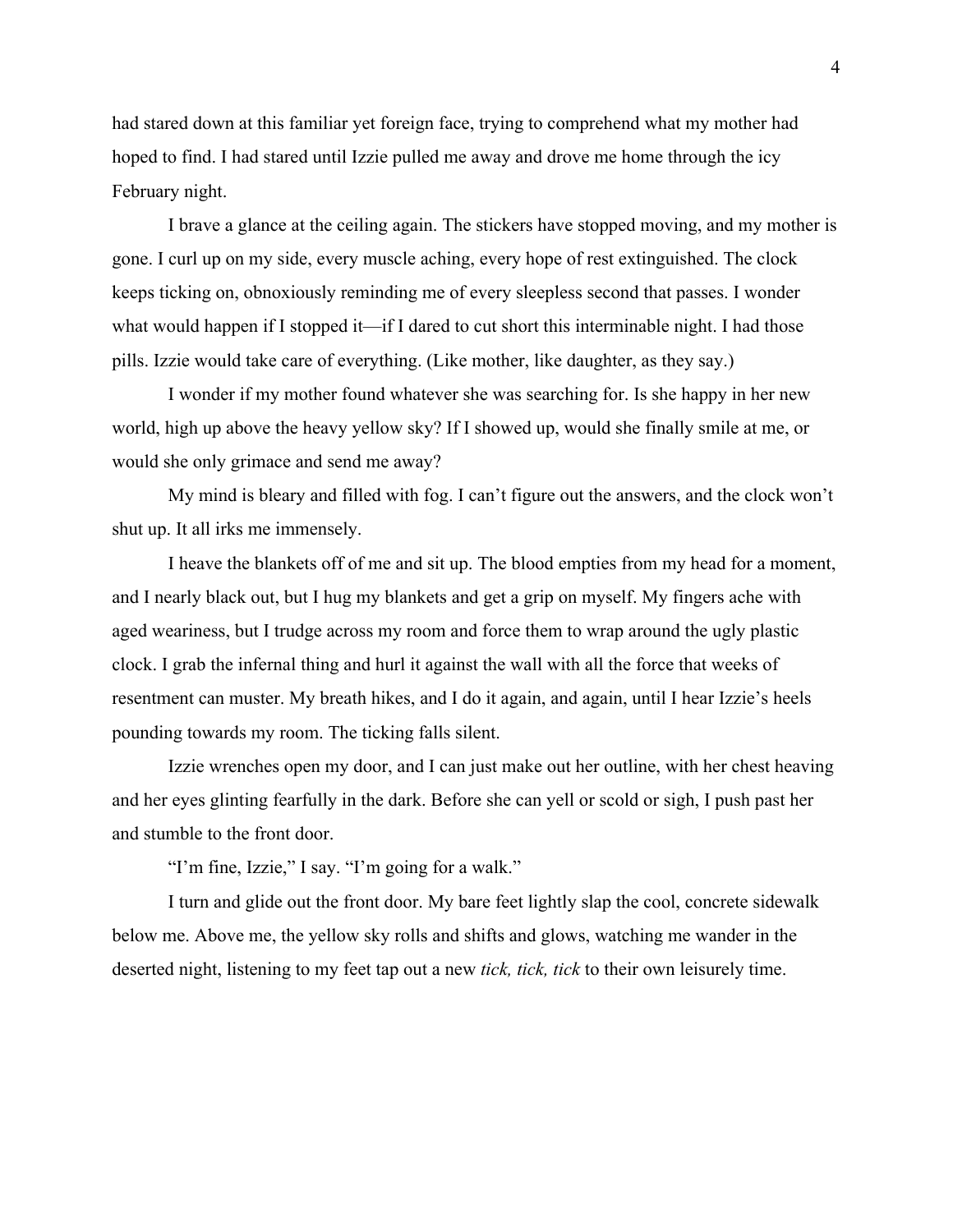had stared down at this familiar yet foreign face, trying to comprehend what my mother had hoped to find. I had stared until Izzie pulled me away and drove me home through the icy February night.

I brave a glance at the ceiling again. The stickers have stopped moving, and my mother is gone. I curl up on my side, every muscle aching, every hope of rest extinguished. The clock keeps ticking on, obnoxiously reminding me of every sleepless second that passes. I wonder what would happen if I stopped it—if I dared to cut short this interminable night. I had those pills. Izzie would take care of everything. (Like mother, like daughter, as they say.)

I wonder if my mother found whatever she was searching for. Is she happy in her new world, high up above the heavy yellow sky? If I showed up, would she finally smile at me, or would she only grimace and send me away?

My mind is bleary and filled with fog. I can't figure out the answers, and the clock won't shut up. It all irks me immensely.

I heave the blankets off of me and sit up. The blood empties from my head for a moment, and I nearly black out, but I hug my blankets and get a grip on myself. My fingers ache with aged weariness, but I trudge across my room and force them to wrap around the ugly plastic clock. I grab the infernal thing and hurl it against the wall with all the force that weeks of resentment can muster. My breath hikes, and I do it again, and again, until I hear Izzie's heels pounding towards my room. The ticking falls silent.

Izzie wrenches open my door, and I can just make out her outline, with her chest heaving and her eyes glinting fearfully in the dark. Before she can yell or scold or sigh, I push past her and stumble to the front door.

"I'm fine, Izzie," I say. "I'm going for a walk."

I turn and glide out the front door. My bare feet lightly slap the cool, concrete sidewalk below me. Above me, the yellow sky rolls and shifts and glows, watching me wander in the deserted night, listening to my feet tap out a new *tick, tick, tick* to their own leisurely time.